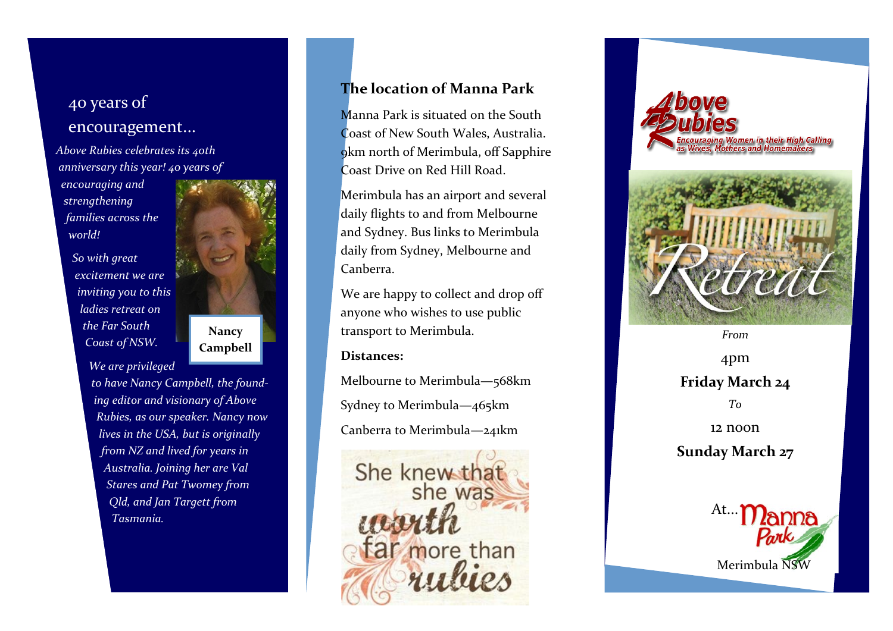## 40 years of encouragement...

*Above Rubies celebrates its 40th anniversary this year! 40 years of encouraging and strengthening families across the world!*

*So with great excitement we are inviting you to this ladies retreat on the Far South Coast of NSW.*

**Nancy Campbell**

*We are privileged to have Nancy Campbell, the founding editor and visionary of Above Rubies, as our speaker. Nancy now lives in the USA, but is originally from NZ and lived for years in Australia. Joining her are Val Stares and Pat Twomey from Qld, and Jan Targett from Tasmania.*

## The location of Manna Park

Manna Park is situated on the South Coast of New South Wales, Australia. 9km north of Merimbula, off Sapphire Coast Drive on Red Hill Road.

Merimbula has an airport and several daily flights to and from Melbourne and Sydney. Bus links to Merimbula daily from Sydney, Melbourne and Canberra.

We are happy to collect and drop off anyone who wishes to use public transport to Merimbula.

**Distances:**

Melbourne to Merimbula—568km

Sydney to Merimbula—465km

Canberra to Merimbula—241km

She knew that she was worth far more than rubies

# Above Rubies

Encouraging Women in their High Calling as Wives, Mothers and Homemakers

# Retreat

*From*

4pm

**Friday March 24**

*To*

12 noon

**Sunday March 27**

At... Manna Park

Merimbula NSW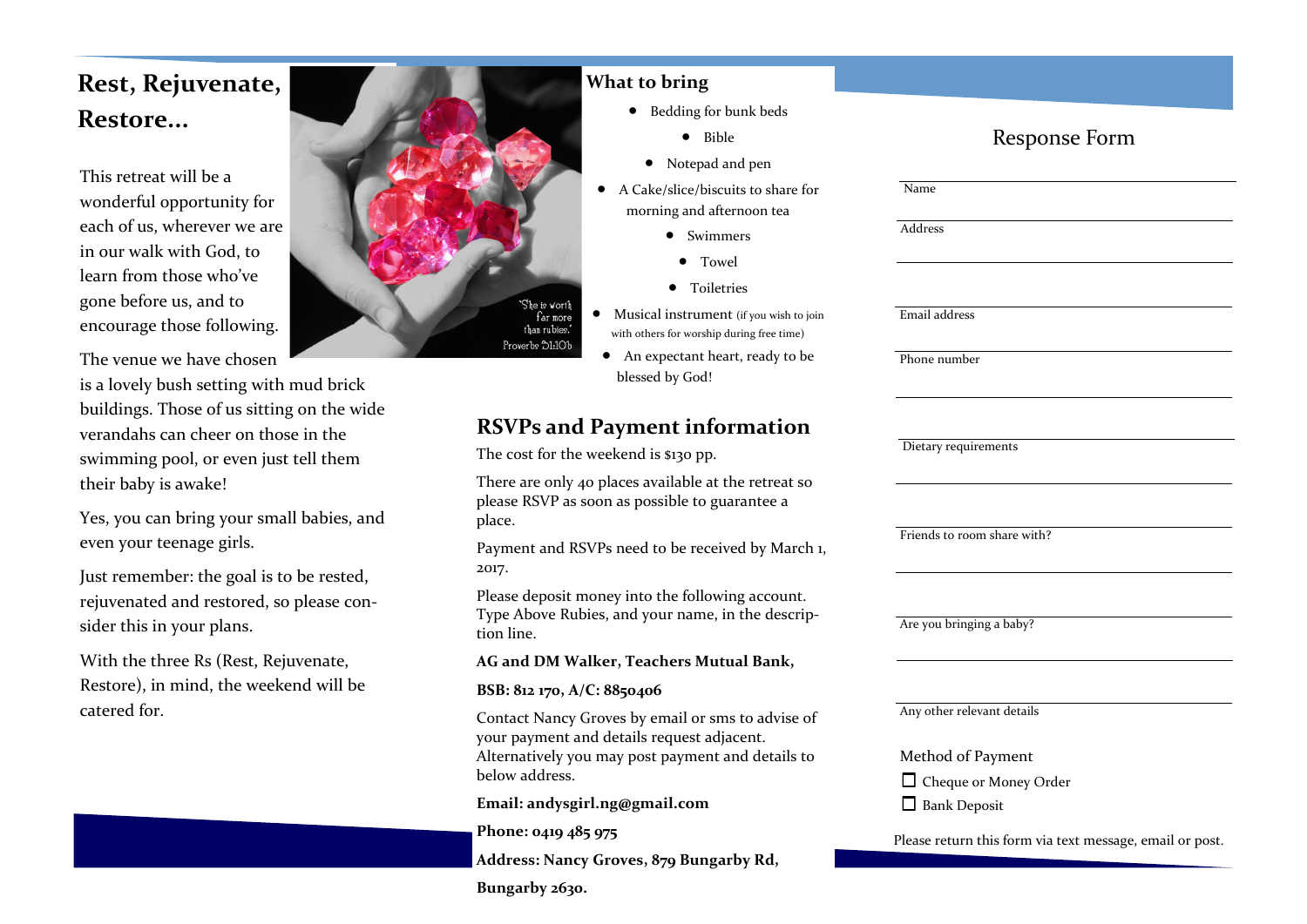# Rest, Rejuvenate, Restore...

This retreat will be a wonderful opportunity for each of us, wherever we are in our walk with God, to learn from those who've gone before us, and to encourage those following.

The venue we have chosen is a lovely bush setting with mud brick buildings. Those of us sitting on the wide verandahs can cheer on those in the swimming pool, or even just tell them their baby is awake!

Yes, you can bring your small babies, and even your teenage girls.

Just remember: the goal is to be rested, rejuvenated and restored, so please consider this in your plans.

With the three Rs (Rest, Rejuvenate, Restore), in mind, the weekend will be catered for.

'She is worth far more than rubies.'
Proverbs 31:10b

## What to bring

- Bedding for bunk beds
- Bible
- Notepad and pen
- A Cake/slice/biscuits to share for morning and afternoon tea
- Swimmers
- Towel
- Toiletries
- Musical instrument (if you wish to join with others for worship during free time)
- An expectant heart, ready to be blessed by God!

## RSVPs and Payment information

The cost for the weekend is $130 pp.

There are only 40 places available at the retreat so please RSVP as soon as possible to guarantee a place.

Payment and RSVPs need to be received by March 1, 2017.

Please deposit money into the following account. Type Above Rubies, and your name, in the description line.

**AG and DM Walker, Teachers Mutual Bank,**

**BSB: 812 170, A/C: 8850406**

Contact Nancy Groves by email or sms to advise of your payment and details request adjacent. Alternatively you may post payment and details to below address.

**Email: andysgirl.ng@gmail.com**

**Phone: 0419 485 975**

**Address: Nancy Groves, 879 Bungarby Rd, Bungarby 2630.**

## Response Form

Name

Address

Email address

Phone number

Dietary requirements

Friends to room share with?

Are you bringing a baby?

Any other relevant details

Method of Payment

☐ Cheque or Money Order

☐ Bank Deposit

Please return this form via text message, email or post.